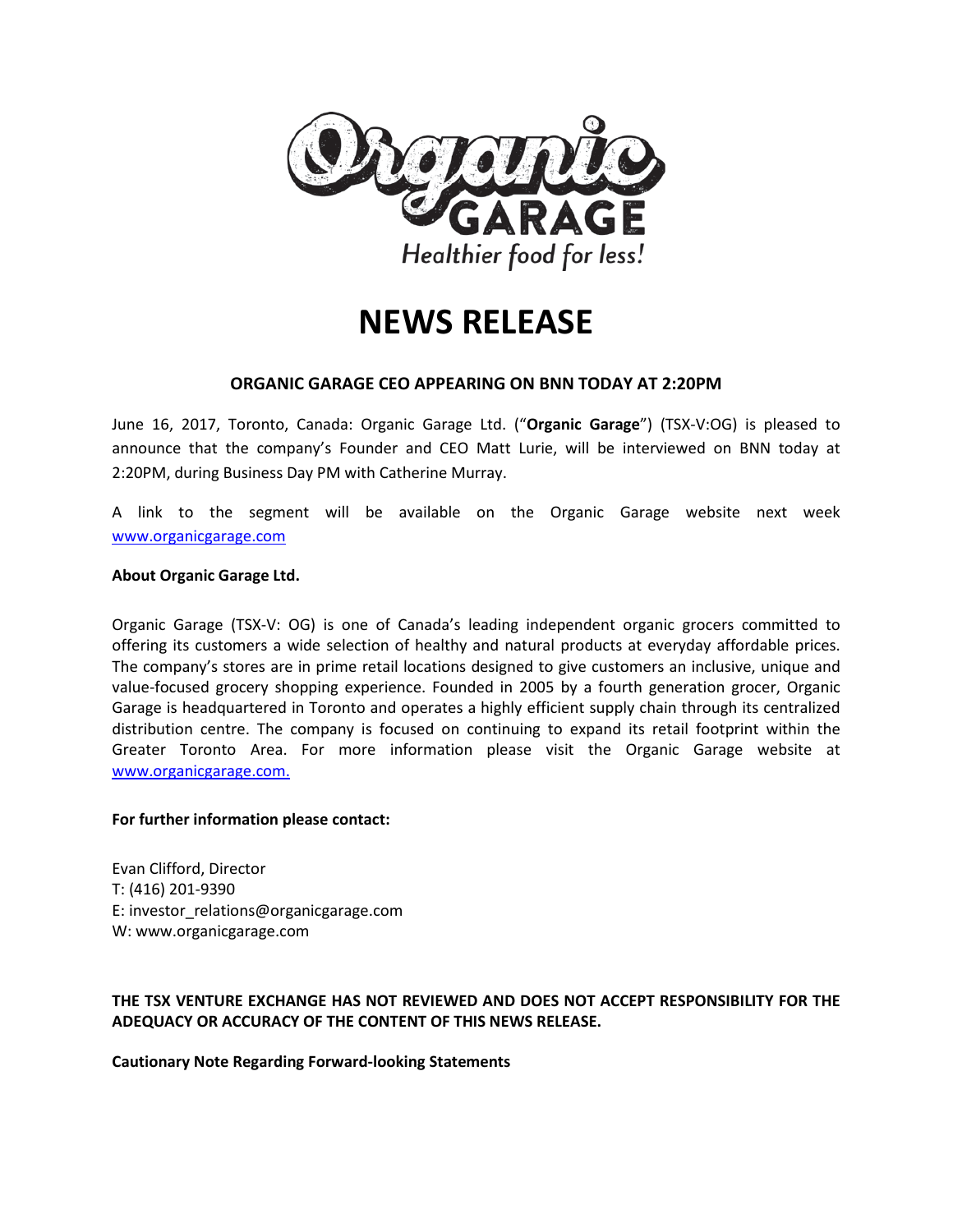Organic GARAGE

Healthier food for less!

# NEWS RELEASE

## ORGANIC GARAGE CEO APPEARING ON BNN TODAY AT 2:20PM

June 16, 2017, Toronto, Canada: Organic Garage Ltd. ("**Organic Garage**") (TSX-V:OG) is pleased to announce that the company's Founder and CEO Matt Lurie, will be interviewed on BNN today at 2:20PM, during Business Day PM with Catherine Murray.

A link to the segment will be available on the Organic Garage website next week [www.organicgarage.com](http://www.organicgarage.com)

**About Organic Garage Ltd.**

Organic Garage (TSX-V: OG) is one of Canada's leading independent organic grocers committed to offering its customers a wide selection of healthy and natural products at everyday affordable prices. The company's stores are in prime retail locations designed to give customers an inclusive, unique and value-focused grocery shopping experience. Founded in 2005 by a fourth generation grocer, Organic Garage is headquartered in Toronto and operates a highly efficient supply chain through its centralized distribution centre. The company is focused on continuing to expand its retail footprint within the Greater Toronto Area. For more information please visit the Organic Garage website at [www.organicgarage.com.](http://www.organicgarage.com)

**For further information please contact:**

Evan Clifford, Director
T: (416) 201-9390
E: investor_relations@organicgarage.com
W: www.organicgarage.com

**THE TSX VENTURE EXCHANGE HAS NOT REVIEWED AND DOES NOT ACCEPT RESPONSIBILITY FOR THE ADEQUACY OR ACCURACY OF THE CONTENT OF THIS NEWS RELEASE.**

**Cautionary Note Regarding Forward-looking Statements**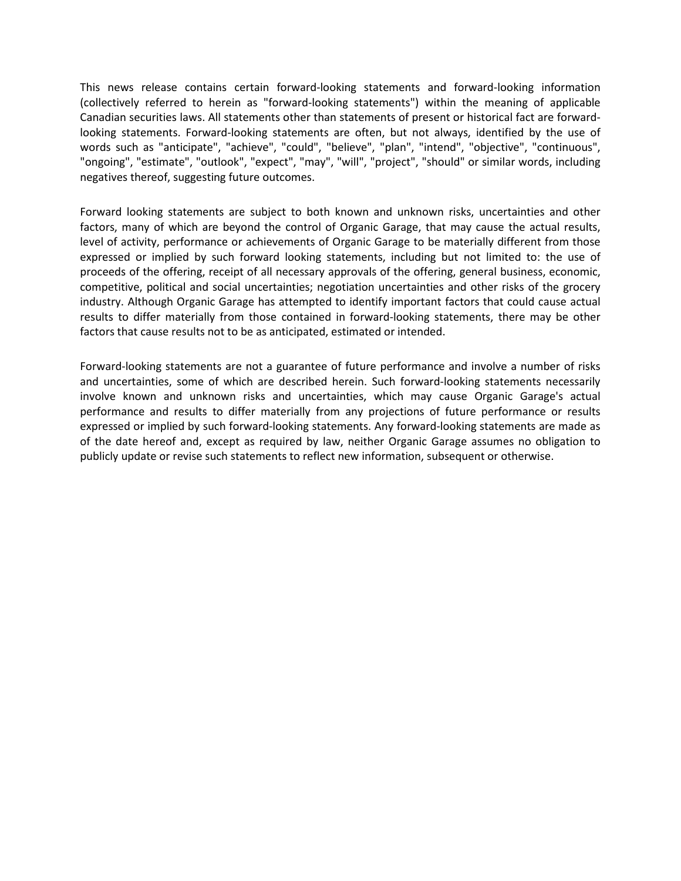This news release contains certain forward-looking statements and forward-looking information (collectively referred to herein as "forward-looking statements") within the meaning of applicable Canadian securities laws. All statements other than statements of present or historical fact are forward-looking statements. Forward-looking statements are often, but not always, identified by the use of words such as "anticipate", "achieve", "could", "believe", "plan", "intend", "objective", "continuous", "ongoing", "estimate", "outlook", "expect", "may", "will", "project", "should" or similar words, including negatives thereof, suggesting future outcomes.

Forward looking statements are subject to both known and unknown risks, uncertainties and other factors, many of which are beyond the control of Organic Garage, that may cause the actual results, level of activity, performance or achievements of Organic Garage to be materially different from those expressed or implied by such forward looking statements, including but not limited to: the use of proceeds of the offering, receipt of all necessary approvals of the offering, general business, economic, competitive, political and social uncertainties; negotiation uncertainties and other risks of the grocery industry. Although Organic Garage has attempted to identify important factors that could cause actual results to differ materially from those contained in forward-looking statements, there may be other factors that cause results not to be as anticipated, estimated or intended.

Forward-looking statements are not a guarantee of future performance and involve a number of risks and uncertainties, some of which are described herein. Such forward-looking statements necessarily involve known and unknown risks and uncertainties, which may cause Organic Garage's actual performance and results to differ materially from any projections of future performance or results expressed or implied by such forward-looking statements. Any forward-looking statements are made as of the date hereof and, except as required by law, neither Organic Garage assumes no obligation to publicly update or revise such statements to reflect new information, subsequent or otherwise.